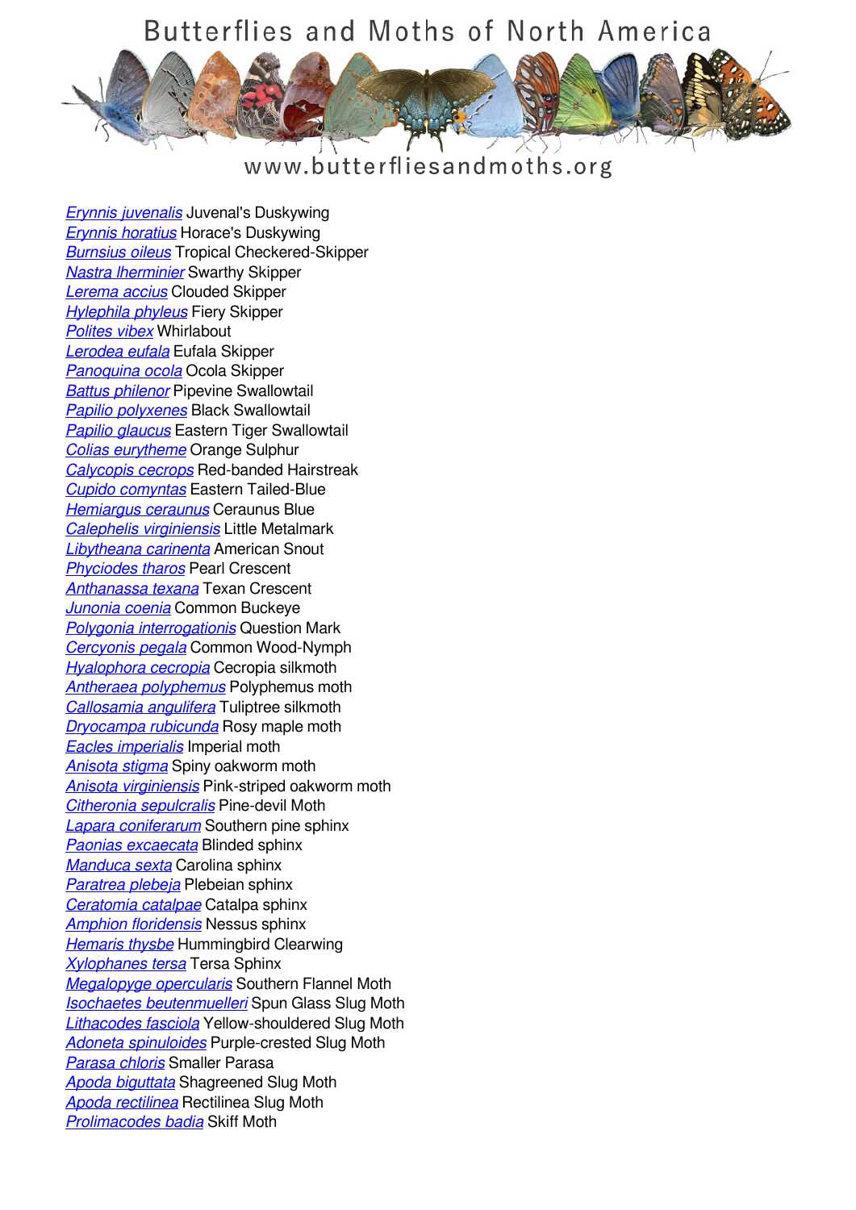# Butterflies and Moths of North America

www.butterfliesandmoths.org

*Erynnis juvenalis* Juvenal's Duskywing
*Erynnis horatius* Horace's Duskywing
*Burnsius oileus* Tropical Checkered-Skipper
*Nastra lherminier* Swarthy Skipper
*Lerema accius* Clouded Skipper
*Hylephila phyleus* Fiery Skipper
*Polites vibex* Whirlabout
*Lerodea eufala* Eufala Skipper
*Panoquina ocola* Ocola Skipper
*Battus philenor* Pipevine Swallowtail
*Papilio polyxenes* Black Swallowtail
*Papilio glaucus* Eastern Tiger Swallowtail
*Colias eurytheme* Orange Sulphur
*Calycopis cecrops* Red-banded Hairstreak
*Cupido comyntas* Eastern Tailed-Blue
*Hemiargus ceraunus* Ceraunus Blue
*Calephelis virginiensis* Little Metalmark
*Libytheana carinenta* American Snout
*Phyciodes tharos* Pearl Crescent
*Anthanassa texana* Texan Crescent
*Junonia coenia* Common Buckeye
*Polygonia interrogationis* Question Mark
*Cercyonis pegala* Common Wood-Nymph
*Hyalophora cecropia* Cecropia silkmoth
*Antheraea polyphemus* Polyphemus moth
*Callosamia angulifera* Tuliptree silkmoth
*Dryocampa rubicunda* Rosy maple moth
*Eacles imperialis* Imperial moth
*Anisota stigma* Spiny oakworm moth
*Anisota virginiensis* Pink-striped oakworm moth
*Citheronia sepulcralis* Pine-devil Moth
*Lapara coniferarum* Southern pine sphinx
*Paonias excaecata* Blinded sphinx
*Manduca sexta* Carolina sphinx
*Paratrea plebeja* Plebeian sphinx
*Ceratomia catalpae* Catalpa sphinx
*Amphion floridensis* Nessus sphinx
*Hemaris thysbe* Hummingbird Clearwing
*Xylophanes tersa* Tersa Sphinx
*Megalopyge opercularis* Southern Flannel Moth
*Isochaetes beutenmuelleri* Spun Glass Slug Moth
*Lithacodes fasciola* Yellow-shouldered Slug Moth
*Adoneta spinuloides* Purple-crested Slug Moth
*Parasa chloris* Smaller Parasa
*Apoda biguttata* Shagreened Slug Moth
*Apoda rectilinea* Rectilinea Slug Moth
*Prolimacodes badia* Skiff Moth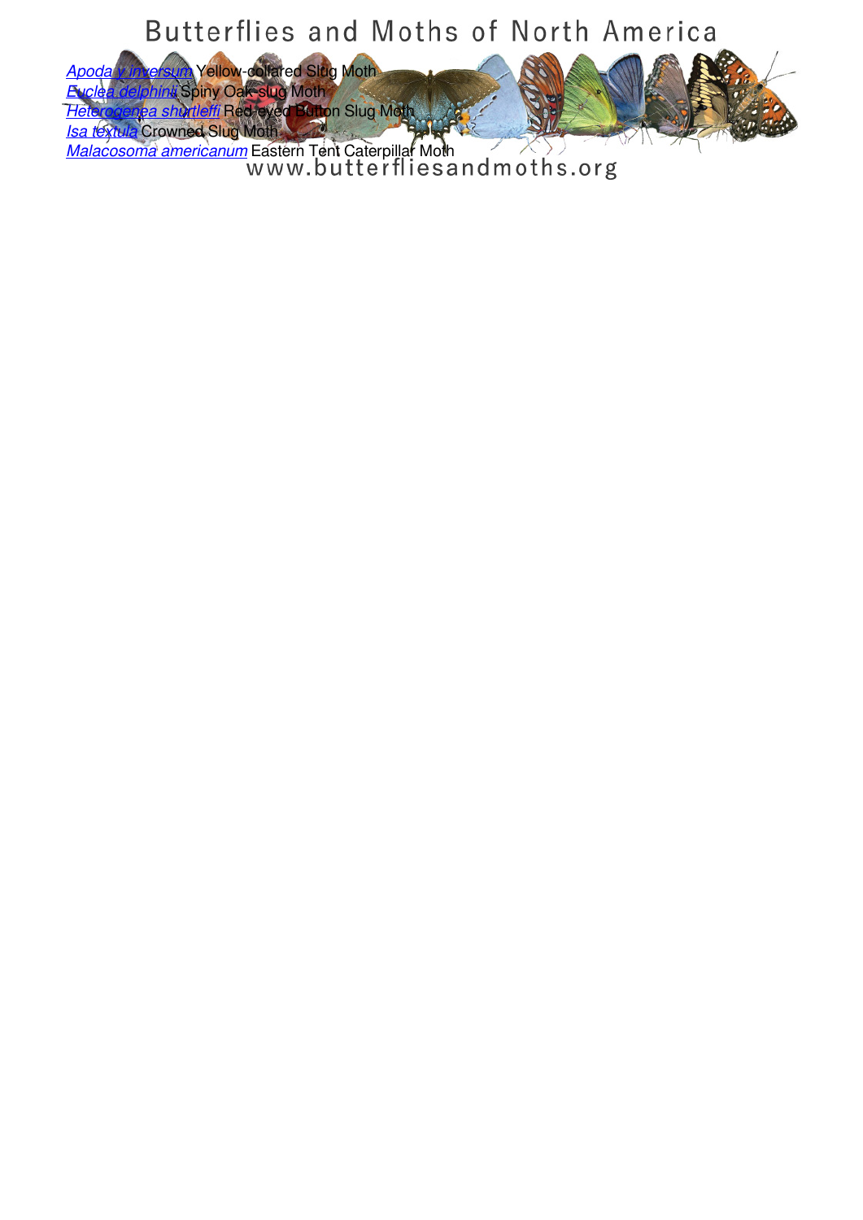*Apoda y-inversum* Yellow-collared Slug Moth
*Euclea delphinii* Spiny Oak-slug Moth
*Heterogenea shurtleffi* Red-eyed Button Slug Moth
*Isa textula* Crowned Slug Moth
*Malacosoma americanum* Eastern Tent Caterpillar Moth